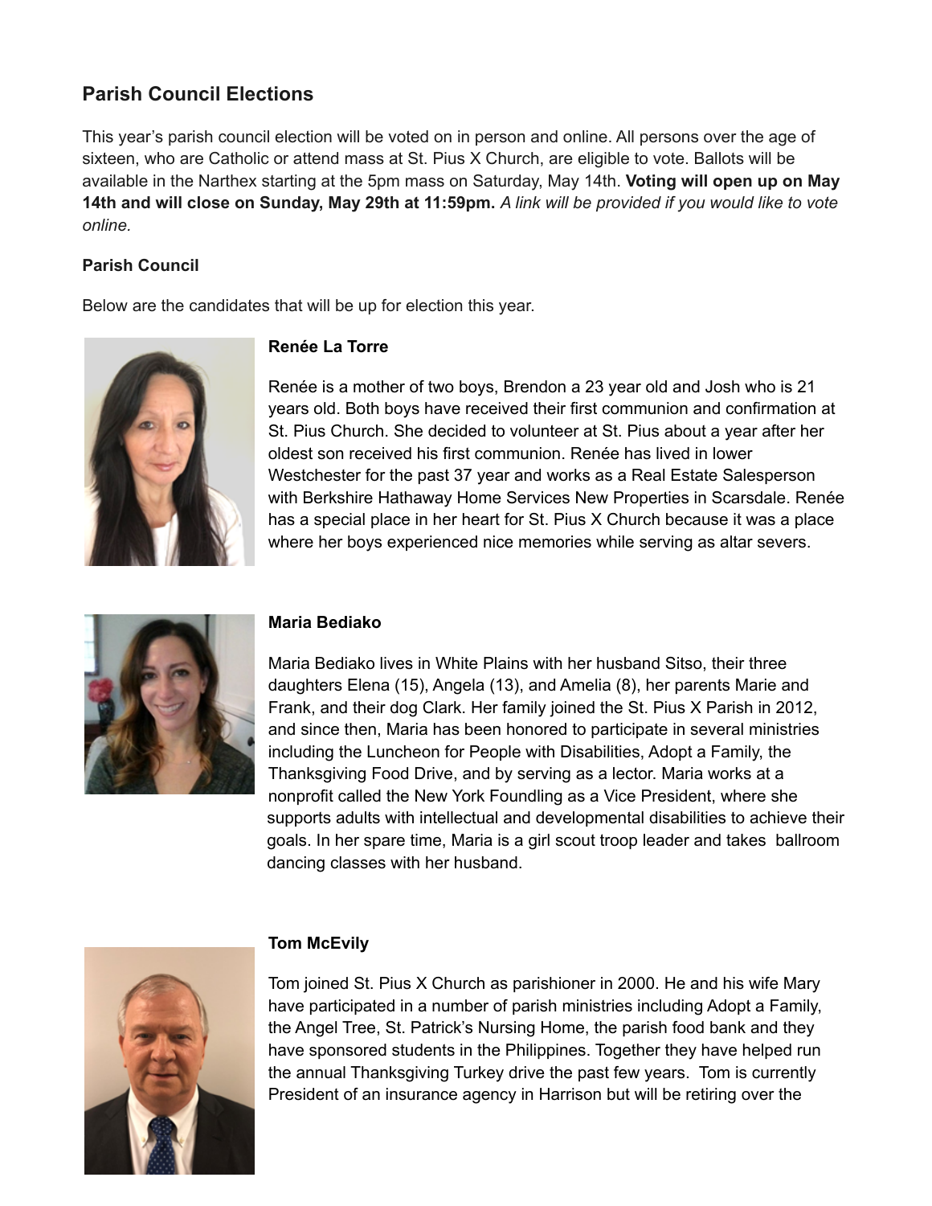## Parish Council Elections

This year's parish council election will be voted on in person and online. All persons over the age of sixteen, who are Catholic or attend mass at St. Pius X Church, are eligible to vote. Ballots will be available in the Narthex starting at the 5pm mass on Saturday, May 14th. **Voting will open up on May 14th and will close on Sunday, May 29th at 11:59pm.** *A link will be provided if you would like to vote online.*

### Parish Council

Below are the candidates that will be up for election this year.

**Renée La Torre**

Renée is a mother of two boys, Brendon a 23 year old and Josh who is 21 years old. Both boys have received their first communion and confirmation at St. Pius Church. She decided to volunteer at St. Pius about a year after her oldest son received his first communion. Renée has lived in lower Westchester for the past 37 year and works as a Real Estate Salesperson with Berkshire Hathaway Home Services New Properties in Scarsdale. Renée has a special place in her heart for St. Pius X Church because it was a place where her boys experienced nice memories while serving as altar severs.

**Maria Bediako**

Maria Bediako lives in White Plains with her husband Sitso, their three daughters Elena (15), Angela (13), and Amelia (8), her parents Marie and Frank, and their dog Clark. Her family joined the St. Pius X Parish in 2012, and since then, Maria has been honored to participate in several ministries including the Luncheon for People with Disabilities, Adopt a Family, the Thanksgiving Food Drive, and by serving as a lector. Maria works at a nonprofit called the New York Foundling as a Vice President, where she supports adults with intellectual and developmental disabilities to achieve their goals. In her spare time, Maria is a girl scout troop leader and takes ballroom dancing classes with her husband.

**Tom McEvily**

Tom joined St. Pius X Church as parishioner in 2000. He and his wife Mary have participated in a number of parish ministries including Adopt a Family, the Angel Tree, St. Patrick's Nursing Home, the parish food bank and they have sponsored students in the Philippines. Together they have helped run the annual Thanksgiving Turkey drive the past few years. Tom is currently President of an insurance agency in Harrison but will be retiring over the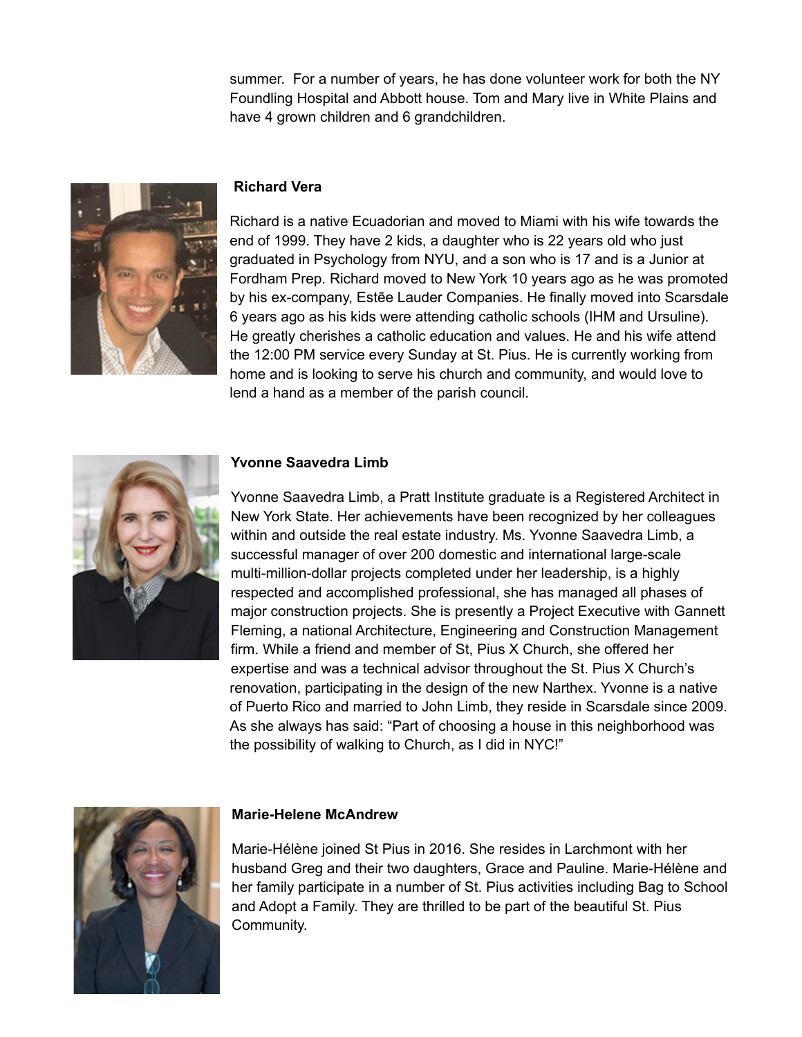summer. For a number of years, he has done volunteer work for both the NY Foundling Hospital and Abbott house. Tom and Mary live in White Plains and have 4 grown children and 6 grandchildren.

**Richard Vera**

Richard is a native Ecuadorian and moved to Miami with his wife towards the end of 1999. They have 2 kids, a daughter who is 22 years old who just graduated in Psychology from NYU, and a son who is 17 and is a Junior at Fordham Prep. Richard moved to New York 10 years ago as he was promoted by his ex-company, Estēe Lauder Companies. He finally moved into Scarsdale 6 years ago as his kids were attending catholic schools (IHM and Ursuline). He greatly cherishes a catholic education and values. He and his wife attend the 12:00 PM service every Sunday at St. Pius. He is currently working from home and is looking to serve his church and community, and would love to lend a hand as a member of the parish council.

**Yvonne Saavedra Limb**

Yvonne Saavedra Limb, a Pratt Institute graduate is a Registered Architect in New York State. Her achievements have been recognized by her colleagues within and outside the real estate industry. Ms. Yvonne Saavedra Limb, a successful manager of over 200 domestic and international large-scale multi-million-dollar projects completed under her leadership, is a highly respected and accomplished professional, she has managed all phases of major construction projects. She is presently a Project Executive with Gannett Fleming, a national Architecture, Engineering and Construction Management firm. While a friend and member of St, Pius X Church, she offered her expertise and was a technical advisor throughout the St. Pius X Church's renovation, participating in the design of the new Narthex. Yvonne is a native of Puerto Rico and married to John Limb, they reside in Scarsdale since 2009. As she always has said: "Part of choosing a house in this neighborhood was the possibility of walking to Church, as I did in NYC!"

**Marie-Helene McAndrew**

Marie-Hélène joined St Pius in 2016. She resides in Larchmont with her husband Greg and their two daughters, Grace and Pauline. Marie-Hélène and her family participate in a number of St. Pius activities including Bag to School and Adopt a Family. They are thrilled to be part of the beautiful St. Pius Community.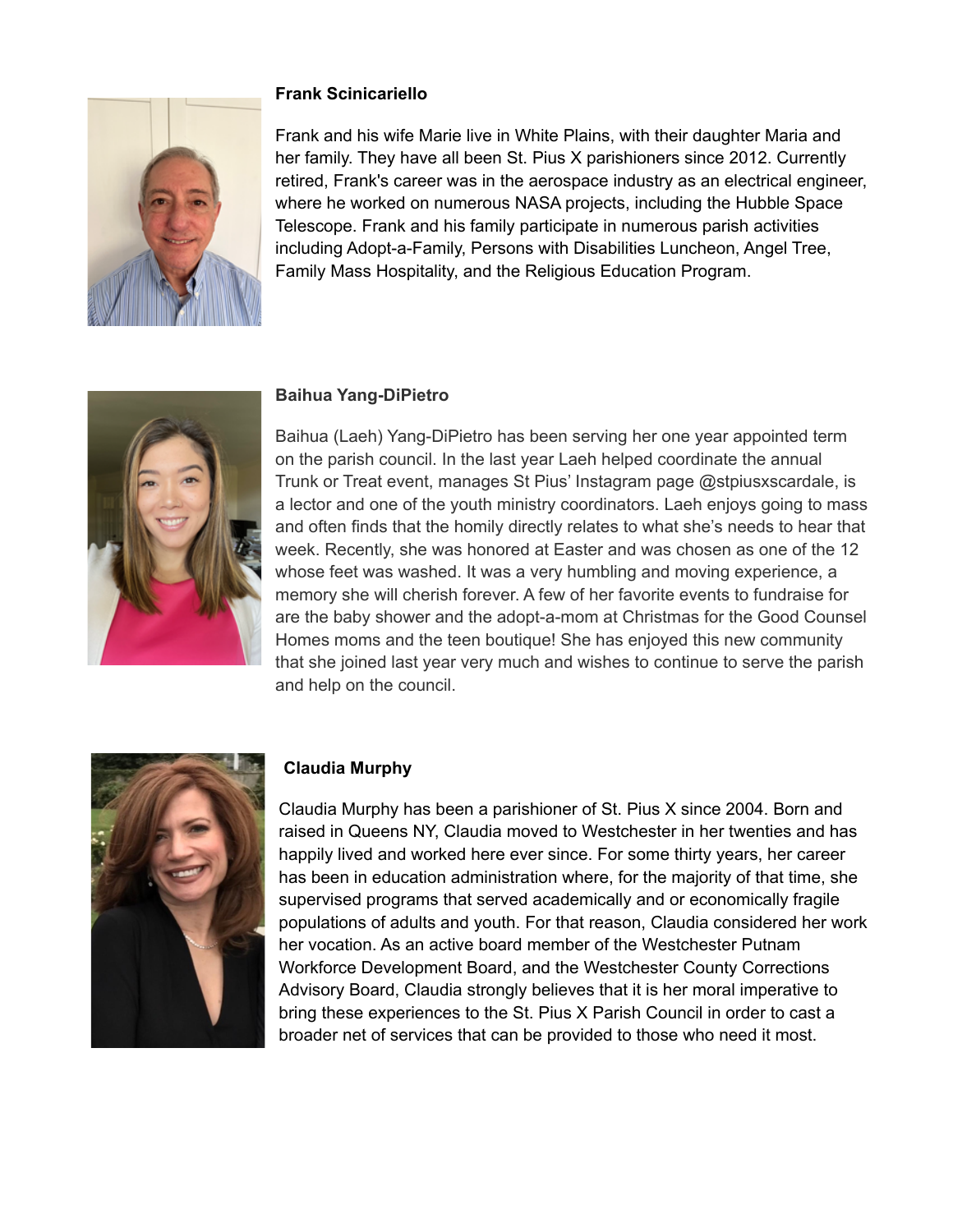**Frank Scinicariello**

Frank and his wife Marie live in White Plains, with their daughter Maria and her family. They have all been St. Pius X parishioners since 2012. Currently retired, Frank's career was in the aerospace industry as an electrical engineer, where he worked on numerous NASA projects, including the Hubble Space Telescope. Frank and his family participate in numerous parish activities including Adopt-a-Family, Persons with Disabilities Luncheon, Angel Tree, Family Mass Hospitality, and the Religious Education Program.

**Baihua Yang-DiPietro**

Baihua (Laeh) Yang-DiPietro has been serving her one year appointed term on the parish council. In the last year Laeh helped coordinate the annual Trunk or Treat event, manages St Pius' Instagram page @stpiusxscardale, is a lector and one of the youth ministry coordinators. Laeh enjoys going to mass and often finds that the homily directly relates to what she's needs to hear that week. Recently, she was honored at Easter and was chosen as one of the 12 whose feet was washed. It was a very humbling and moving experience, a memory she will cherish forever. A few of her favorite events to fundraise for are the baby shower and the adopt-a-mom at Christmas for the Good Counsel Homes moms and the teen boutique! She has enjoyed this new community that she joined last year very much and wishes to continue to serve the parish and help on the council.

**Claudia Murphy**

Claudia Murphy has been a parishioner of St. Pius X since 2004. Born and raised in Queens NY, Claudia moved to Westchester in her twenties and has happily lived and worked here ever since. For some thirty years, her career has been in education administration where, for the majority of that time, she supervised programs that served academically and or economically fragile populations of adults and youth. For that reason, Claudia considered her work her vocation. As an active board member of the Westchester Putnam Workforce Development Board, and the Westchester County Corrections Advisory Board, Claudia strongly believes that it is her moral imperative to bring these experiences to the St. Pius X Parish Council in order to cast a broader net of services that can be provided to those who need it most.